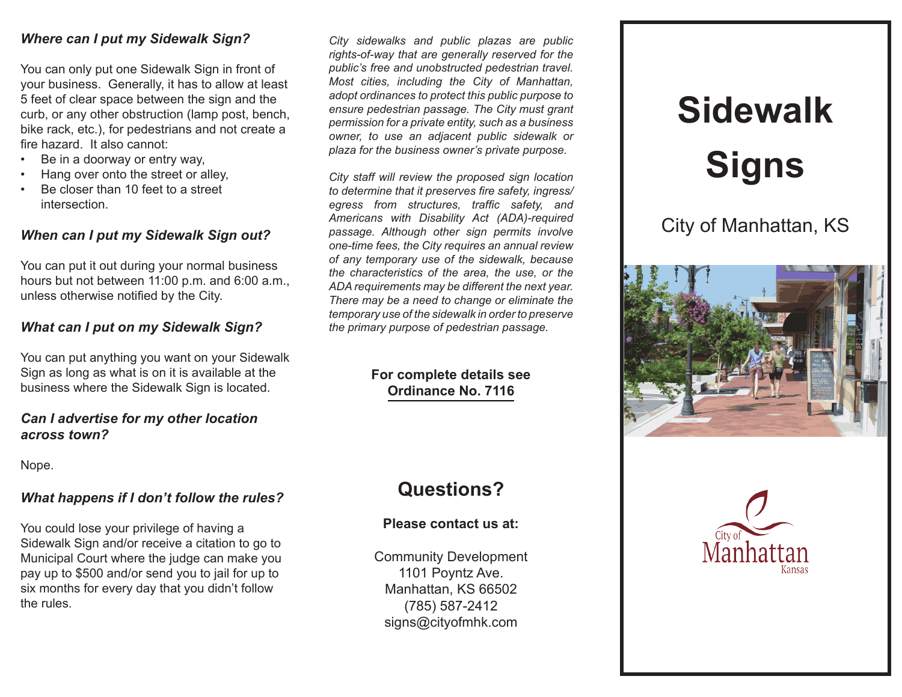### *Where can I put my Sidewalk Sign?*

You can only put one Sidewalk Sign in front of your business. Generally, it has to allow at least 5 feet of clear space between the sign and the curb, or any other obstruction (lamp post, bench, bike rack, etc.), for pedestrians and not create a fire hazard. It also cannot:

- Be in a doorway or entry way,
- Hang over onto the street or alley,
- Be closer than 10 feet to a street intersection.

### *When can I put my Sidewalk Sign out?*

You can put it out during your normal business hours but not between 11:00 p.m. and 6:00 a.m., unless otherwise notified by the City.

### *What can I put on my Sidewalk Sign?*

You can put anything you want on your Sidewalk Sign as long as what is on it is available at the business where the Sidewalk Sign is located.

### *Can I advertise for my other location across town?*

Nope.

### *What happens if I don't follow the rules?*

You could lose your privilege of having a Sidewalk Sign and/or receive a citation to go to Municipal Court where the judge can make you pay up to $500 and/or send you to jail for up to six months for every day that you didn't follow the rules.

*City sidewalks and public plazas are public rights-of-way that are generally reserved for the public's free and unobstructed pedestrian travel. Most cities, including the City of Manhattan, adopt ordinances to protect this public purpose to ensure pedestrian passage. The City must grant permission for a private entity, such as a business owner, to use an adjacent public sidewalk or plaza for the business owner's private purpose.*

*City staff will review the proposed sign location to determine that it preserves fire safety, ingress/egress from structures, traffic safety, and Americans with Disability Act (ADA)-required passage. Although other sign permits involve one-time fees, the City requires an annual review of any temporary use of the sidewalk, because the characteristics of the area, the use, or the ADA requirements may be different the next year. There may be a need to change or eliminate the temporary use of the sidewalk in order to preserve the primary purpose of pedestrian passage.*

**For complete details see Ordinance No. 7116**

## Questions?

**Please contact us at:**

Community Development
1101 Poyntz Ave.
Manhattan, KS 66502
(785) 587-2412
signs@cityofmhk.com

# Sidewalk Signs

City of Manhattan, KS

City of Manhattan Kansas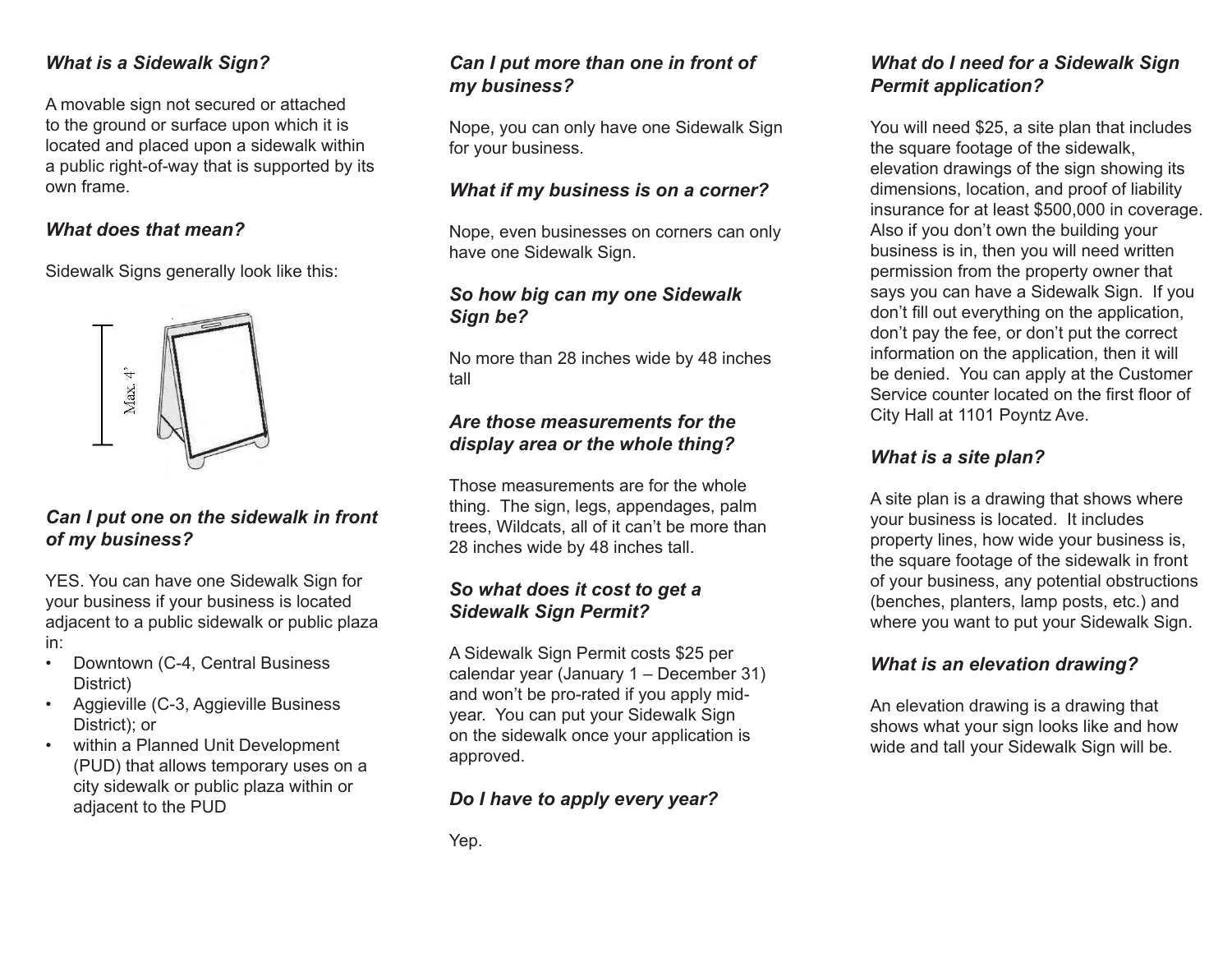***What is a Sidewalk Sign?***

A movable sign not secured or attached to the ground or surface upon which it is located and placed upon a sidewalk within a public right-of-way that is supported by its own frame.

***What does that mean?***

Sidewalk Signs generally look like this:

Max. 4'

***Can I put one on the sidewalk in front of my business?***

YES. You can have one Sidewalk Sign for your business if your business is located adjacent to a public sidewalk or public plaza in:

- Downtown (C-4, Central Business District)
- Aggieville (C-3, Aggieville Business District); or
- within a Planned Unit Development (PUD) that allows temporary uses on a city sidewalk or public plaza within or adjacent to the PUD

***Can I put more than one in front of my business?***

Nope, you can only have one Sidewalk Sign for your business.

***What if my business is on a corner?***

Nope, even businesses on corners can only have one Sidewalk Sign.

***So how big can my one Sidewalk Sign be?***

No more than 28 inches wide by 48 inches tall

***Are those measurements for the display area or the whole thing?***

Those measurements are for the whole thing. The sign, legs, appendages, palm trees, Wildcats, all of it can't be more than 28 inches wide by 48 inches tall.

***So what does it cost to get a Sidewalk Sign Permit?***

A Sidewalk Sign Permit costs $25 per calendar year (January 1 – December 31) and won't be pro-rated if you apply mid-year. You can put your Sidewalk Sign on the sidewalk once your application is approved.

***Do I have to apply every year?***

Yep.

***What do I need for a Sidewalk Sign Permit application?***

You will need $25, a site plan that includes the square footage of the sidewalk, elevation drawings of the sign showing its dimensions, location, and proof of liability insurance for at least $500,000 in coverage. Also if you don't own the building your business is in, then you will need written permission from the property owner that says you can have a Sidewalk Sign. If you don't fill out everything on the application, don't pay the fee, or don't put the correct information on the application, then it will be denied. You can apply at the Customer Service counter located on the first floor of City Hall at 1101 Poyntz Ave.

***What is a site plan?***

A site plan is a drawing that shows where your business is located. It includes property lines, how wide your business is, the square footage of the sidewalk in front of your business, any potential obstructions (benches, planters, lamp posts, etc.) and where you want to put your Sidewalk Sign.

***What is an elevation drawing?***

An elevation drawing is a drawing that shows what your sign looks like and how wide and tall your Sidewalk Sign will be.